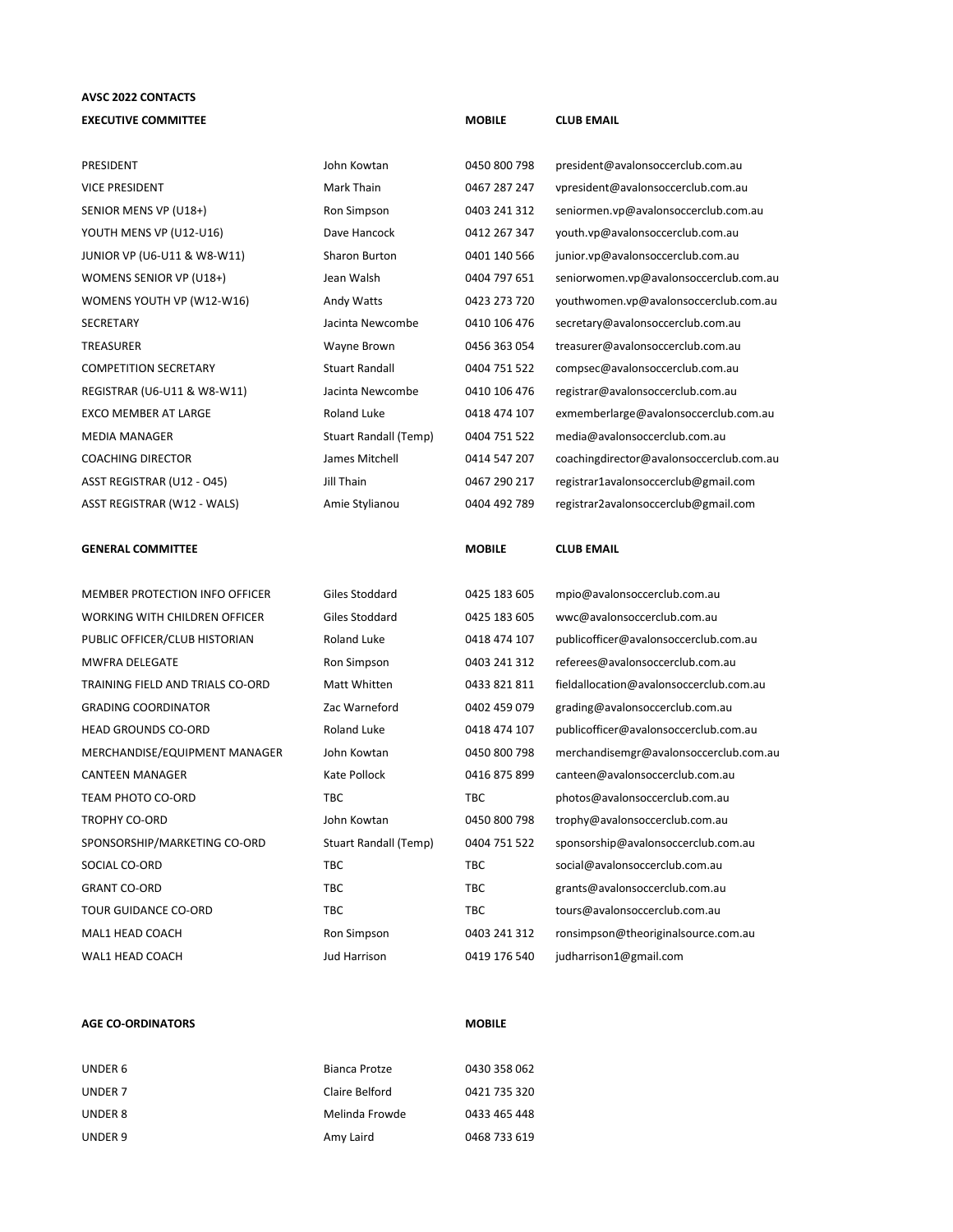**AVSC 2022 CONTACTS**

| **EXECUTIVE COMMITTEE** | | **MOBILE** | **CLUB EMAIL** |
|---|---|---|---|
| PRESIDENT | John Kowtan | 0450 800 798 | president@avalonsoccerclub.com.au |
| VICE PRESIDENT | Mark Thain | 0467 287 247 | vpresident@avalonsoccerclub.com.au |
| SENIOR MENS VP (U18+) | Ron Simpson | 0403 241 312 | seniormen.vp@avalonsoccerclub.com.au |
| YOUTH MENS VP (U12-U16) | Dave Hancock | 0412 267 347 | youth.vp@avalonsoccerclub.com.au |
| JUNIOR VP (U6-U11 & W8-W11) | Sharon Burton | 0401 140 566 | junior.vp@avalonsoccerclub.com.au |
| WOMENS SENIOR VP (U18+) | Jean Walsh | 0404 797 651 | seniorwomen.vp@avalonsoccerclub.com.au |
| WOMENS YOUTH VP (W12-W16) | Andy Watts | 0423 273 720 | youthwomen.vp@avalonsoccerclub.com.au |
| SECRETARY | Jacinta Newcombe | 0410 106 476 | secretary@avalonsoccerclub.com.au |
| TREASURER | Wayne Brown | 0456 363 054 | treasurer@avalonsoccerclub.com.au |
| COMPETITION SECRETARY | Stuart Randall | 0404 751 522 | compsec@avalonsoccerclub.com.au |
| REGISTRAR (U6-U11 & W8-W11) | Jacinta Newcombe | 0410 106 476 | registrar@avalonsoccerclub.com.au |
| EXCO MEMBER AT LARGE | Roland Luke | 0418 474 107 | exmemberlarge@avalonsoccerclub.com.au |
| MEDIA MANAGER | Stuart Randall (Temp) | 0404 751 522 | media@avalonsoccerclub.com.au |
| COACHING DIRECTOR | James Mitchell | 0414 547 207 | coachingdirector@avalonsoccerclub.com.au |
| ASST REGISTRAR (U12 - O45) | Jill Thain | 0467 290 217 | registrar1avalonsoccerclub@gmail.com |
| ASST REGISTRAR (W12 - WALS) | Amie Stylianou | 0404 492 789 | registrar2avalonsoccerclub@gmail.com |

| **GENERAL COMMITTEE** | | **MOBILE** | **CLUB EMAIL** |
|---|---|---|---|
| MEMBER PROTECTION INFO OFFICER | Giles Stoddard | 0425 183 605 | mpio@avalonsoccerclub.com.au |
| WORKING WITH CHILDREN OFFICER | Giles Stoddard | 0425 183 605 | wwc@avalonsoccerclub.com.au |
| PUBLIC OFFICER/CLUB HISTORIAN | Roland Luke | 0418 474 107 | publicofficer@avalonsoccerclub.com.au |
| MWFRA DELEGATE | Ron Simpson | 0403 241 312 | referees@avalonsoccerclub.com.au |
| TRAINING FIELD AND TRIALS CO-ORD | Matt Whitten | 0433 821 811 | fieldallocation@avalonsoccerclub.com.au |
| GRADING COORDINATOR | Zac Warneford | 0402 459 079 | grading@avalonsoccerclub.com.au |
| HEAD GROUNDS CO-ORD | Roland Luke | 0418 474 107 | publicofficer@avalonsoccerclub.com.au |
| MERCHANDISE/EQUIPMENT MANAGER | John Kowtan | 0450 800 798 | merchandisemgr@avalonsoccerclub.com.au |
| CANTEEN MANAGER | Kate Pollock | 0416 875 899 | canteen@avalonsoccerclub.com.au |
| TEAM PHOTO CO-ORD | TBC | TBC | photos@avalonsoccerclub.com.au |
| TROPHY CO-ORD | John Kowtan | 0450 800 798 | trophy@avalonsoccerclub.com.au |
| SPONSORSHIP/MARKETING CO-ORD | Stuart Randall (Temp) | 0404 751 522 | sponsorship@avalonsoccerclub.com.au |
| SOCIAL CO-ORD | TBC | TBC | social@avalonsoccerclub.com.au |
| GRANT CO-ORD | TBC | TBC | grants@avalonsoccerclub.com.au |
| TOUR GUIDANCE CO-ORD | TBC | TBC | tours@avalonsoccerclub.com.au |
| MAL1 HEAD COACH | Ron Simpson | 0403 241 312 | ronsimpson@theoriginalsource.com.au |
| WAL1 HEAD COACH | Jud Harrison | 0419 176 540 | judharrison1@gmail.com |

| **AGE CO-ORDINATORS** | | **MOBILE** |
|---|---|---|
| UNDER 6 | Bianca Protze | 0430 358 062 |
| UNDER 7 | Claire Belford | 0421 735 320 |
| UNDER 8 | Melinda Frowde | 0433 465 448 |
| UNDER 9 | Amy Laird | 0468 733 619 |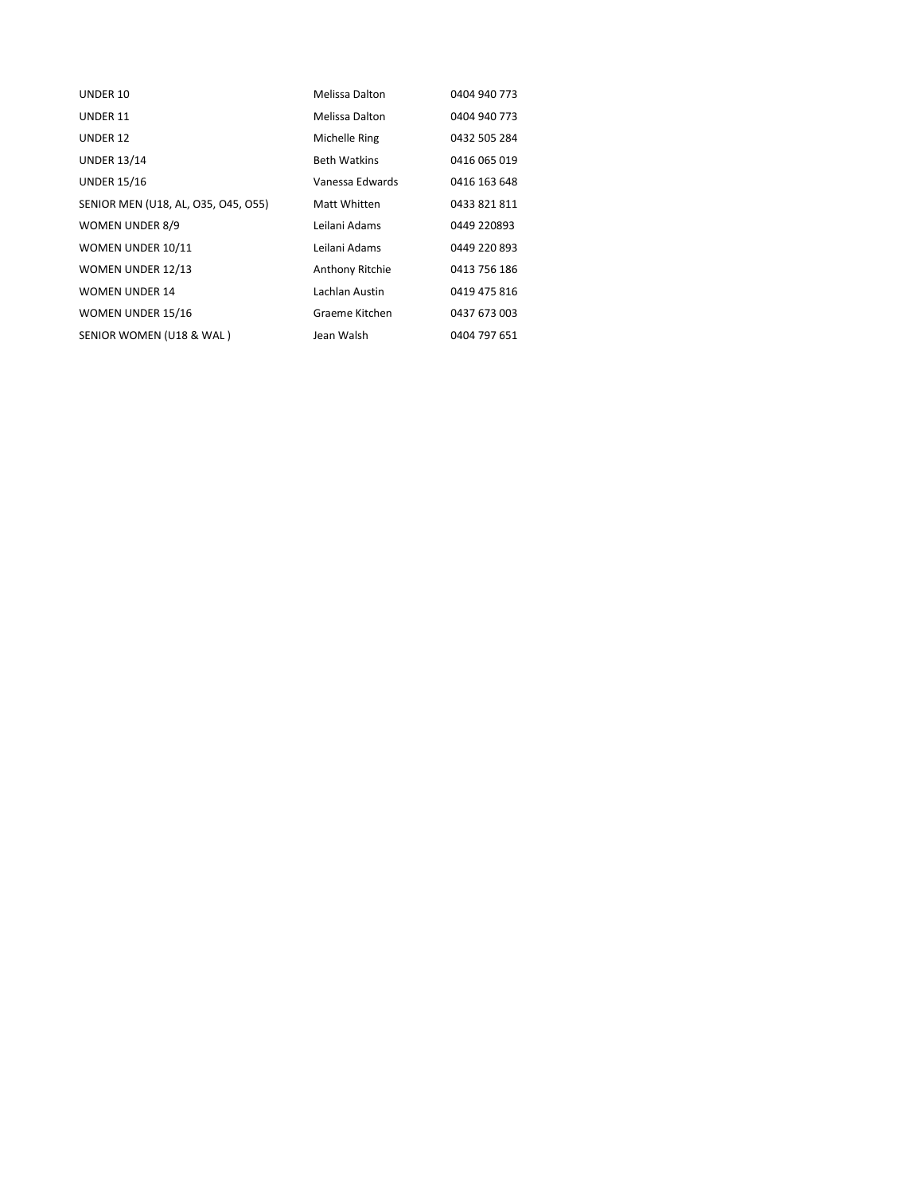| | | |
|---|---|---|
| UNDER 10 | Melissa Dalton | 0404 940 773 |
| UNDER 11 | Melissa Dalton | 0404 940 773 |
| UNDER 12 | Michelle Ring | 0432 505 284 |
| UNDER 13/14 | Beth Watkins | 0416 065 019 |
| UNDER 15/16 | Vanessa Edwards | 0416 163 648 |
| SENIOR MEN (U18, AL, O35, O45, O55) | Matt Whitten | 0433 821 811 |
| WOMEN UNDER 8/9 | Leilani Adams | 0449 220893 |
| WOMEN UNDER 10/11 | Leilani Adams | 0449 220 893 |
| WOMEN UNDER 12/13 | Anthony Ritchie | 0413 756 186 |
| WOMEN UNDER 14 | Lachlan Austin | 0419 475 816 |
| WOMEN UNDER 15/16 | Graeme Kitchen | 0437 673 003 |
| SENIOR WOMEN (U18 & WAL ) | Jean Walsh | 0404 797 651 |